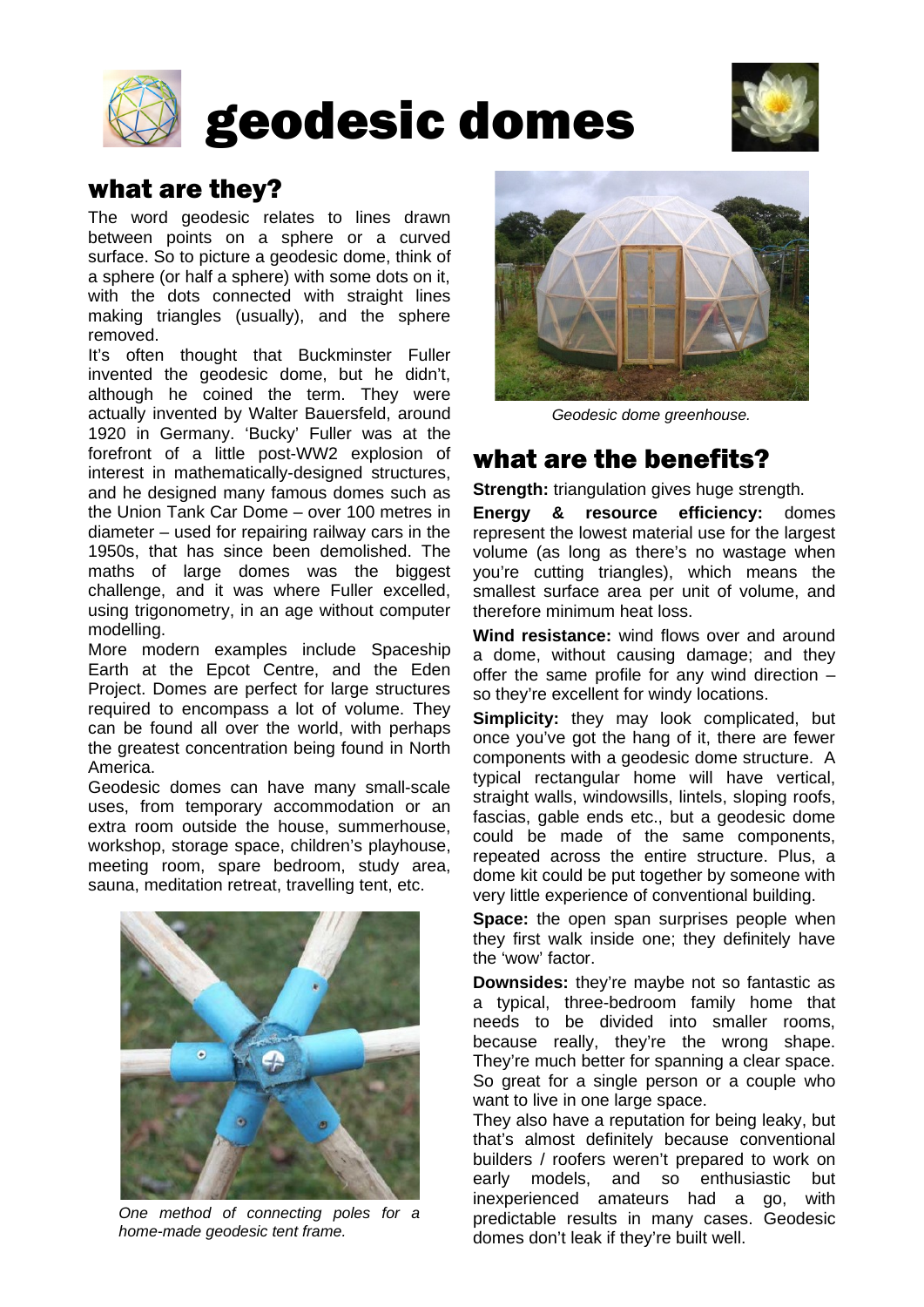# geodesic domes

## what are they?

The word geodesic relates to lines drawn between points on a sphere or a curved surface. So to picture a geodesic dome, think of a sphere (or half a sphere) with some dots on it, with the dots connected with straight lines making triangles (usually), and the sphere removed.

It's often thought that Buckminster Fuller invented the geodesic dome, but he didn't, although he coined the term. They were actually invented by Walter Bauersfeld, around 1920 in Germany. 'Bucky' Fuller was at the forefront of a little post-WW2 explosion of interest in mathematically-designed structures, and he designed many famous domes such as the Union Tank Car Dome – over 100 metres in diameter – used for repairing railway cars in the 1950s, that has since been demolished. The maths of large domes was the biggest challenge, and it was where Fuller excelled, using trigonometry, in an age without computer modelling.

More modern examples include Spaceship Earth at the Epcot Centre, and the Eden Project. Domes are perfect for large structures required to encompass a lot of volume. They can be found all over the world, with perhaps the greatest concentration being found in North America.

Geodesic domes can have many small-scale uses, from temporary accommodation or an extra room outside the house, summerhouse, workshop, storage space, children's playhouse, meeting room, spare bedroom, study area, sauna, meditation retreat, travelling tent, etc.

*One method of connecting poles for a home-made geodesic tent frame.*

*Geodesic dome greenhouse.*

## what are the benefits?

**Strength:** triangulation gives huge strength.

**Energy & resource efficiency:** domes represent the lowest material use for the largest volume (as long as there's no wastage when you're cutting triangles), which means the smallest surface area per unit of volume, and therefore minimum heat loss.

**Wind resistance:** wind flows over and around a dome, without causing damage; and they offer the same profile for any wind direction – so they're excellent for windy locations.

**Simplicity:** they may look complicated, but once you've got the hang of it, there are fewer components with a geodesic dome structure. A typical rectangular home will have vertical, straight walls, windowsills, lintels, sloping roofs, fascias, gable ends etc., but a geodesic dome could be made of the same components, repeated across the entire structure. Plus, a dome kit could be put together by someone with very little experience of conventional building.

**Space:** the open span surprises people when they first walk inside one; they definitely have the 'wow' factor.

**Downsides:** they're maybe not so fantastic as a typical, three-bedroom family home that needs to be divided into smaller rooms, because really, they're the wrong shape. They're much better for spanning a clear space. So great for a single person or a couple who want to live in one large space.

They also have a reputation for being leaky, but that's almost definitely because conventional builders / roofers weren't prepared to work on early models, and so enthusiastic but inexperienced amateurs had a go, with predictable results in many cases. Geodesic domes don't leak if they're built well.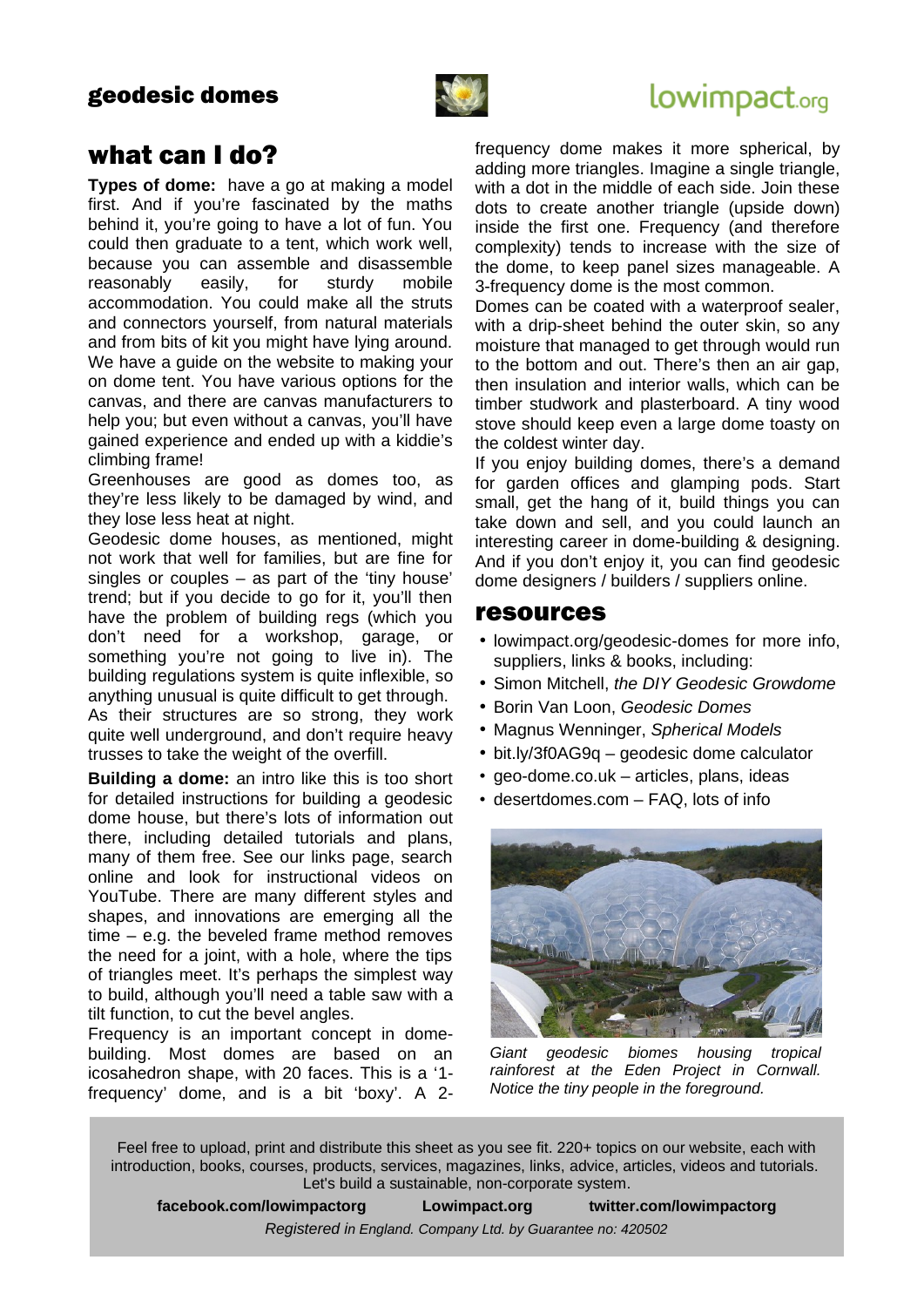## what can I do?

**Types of dome:** have a go at making a model first. And if you're fascinated by the maths behind it, you're going to have a lot of fun. You could then graduate to a tent, which work well, because you can assemble and disassemble reasonably easily, for sturdy mobile accommodation. You could make all the struts and connectors yourself, from natural materials and from bits of kit you might have lying around. We have a guide on the website to making your on dome tent. You have various options for the canvas, and there are canvas manufacturers to help you; but even without a canvas, you'll have gained experience and ended up with a kiddie's climbing frame!

Greenhouses are good as domes too, as they're less likely to be damaged by wind, and they lose less heat at night.

Geodesic dome houses, as mentioned, might not work that well for families, but are fine for singles or couples – as part of the 'tiny house' trend; but if you decide to go for it, you'll then have the problem of building regs (which you don't need for a workshop, garage, or something you're not going to live in). The building regulations system is quite inflexible, so anything unusual is quite difficult to get through.

As their structures are so strong, they work quite well underground, and don't require heavy trusses to take the weight of the overfill.

**Building a dome:** an intro like this is too short for detailed instructions for building a geodesic dome house, but there's lots of information out there, including detailed tutorials and plans, many of them free. See our links page, search online and look for instructional videos on YouTube. There are many different styles and shapes, and innovations are emerging all the time – e.g. the beveled frame method removes the need for a joint, with a hole, where the tips of triangles meet. It's perhaps the simplest way to build, although you'll need a table saw with a tilt function, to cut the bevel angles.

Frequency is an important concept in dome-building. Most domes are based on an icosahedron shape, with 20 faces. This is a '1-frequency' dome, and is a bit 'boxy'. A 2-frequency dome makes it more spherical, by adding more triangles. Imagine a single triangle, with a dot in the middle of each side. Join these dots to create another triangle (upside down) inside the first one. Frequency (and therefore complexity) tends to increase with the size of the dome, to keep panel sizes manageable. A 3-frequency dome is the most common.

Domes can be coated with a waterproof sealer, with a drip-sheet behind the outer skin, so any moisture that managed to get through would run to the bottom and out. There's then an air gap, then insulation and interior walls, which can be timber studwork and plasterboard. A tiny wood stove should keep even a large dome toasty on the coldest winter day.

If you enjoy building domes, there's a demand for garden offices and glamping pods. Start small, get the hang of it, build things you can take down and sell, and you could launch an interesting career in dome-building & designing. And if you don't enjoy it, you can find geodesic dome designers / builders / suppliers online.

## resources

- lowimpact.org/geodesic-domes for more info, suppliers, links & books, including:
- Simon Mitchell, *the DIY Geodesic Growdome*
- Borin Van Loon, *Geodesic Domes*
- Magnus Wenninger, *Spherical Models*
- bit.ly/3f0AG9q – geodesic dome calculator
- geo-dome.co.uk – articles, plans, ideas
- desertdomes.com – FAQ, lots of info

*Giant geodesic biomes housing tropical rainforest at the Eden Project in Cornwall. Notice the tiny people in the foreground.*

Feel free to upload, print and distribute this sheet as you see fit. 220+ topics on our website, each with introduction, books, courses, products, services, magazines, links, advice, articles, videos and tutorials. Let's build a sustainable, non-corporate system.

**facebook.com/lowimpactorg** **Lowimpact.org** **twitter.com/lowimpactorg**

*Registered in England. Company Ltd. by Guarantee no: 420502*